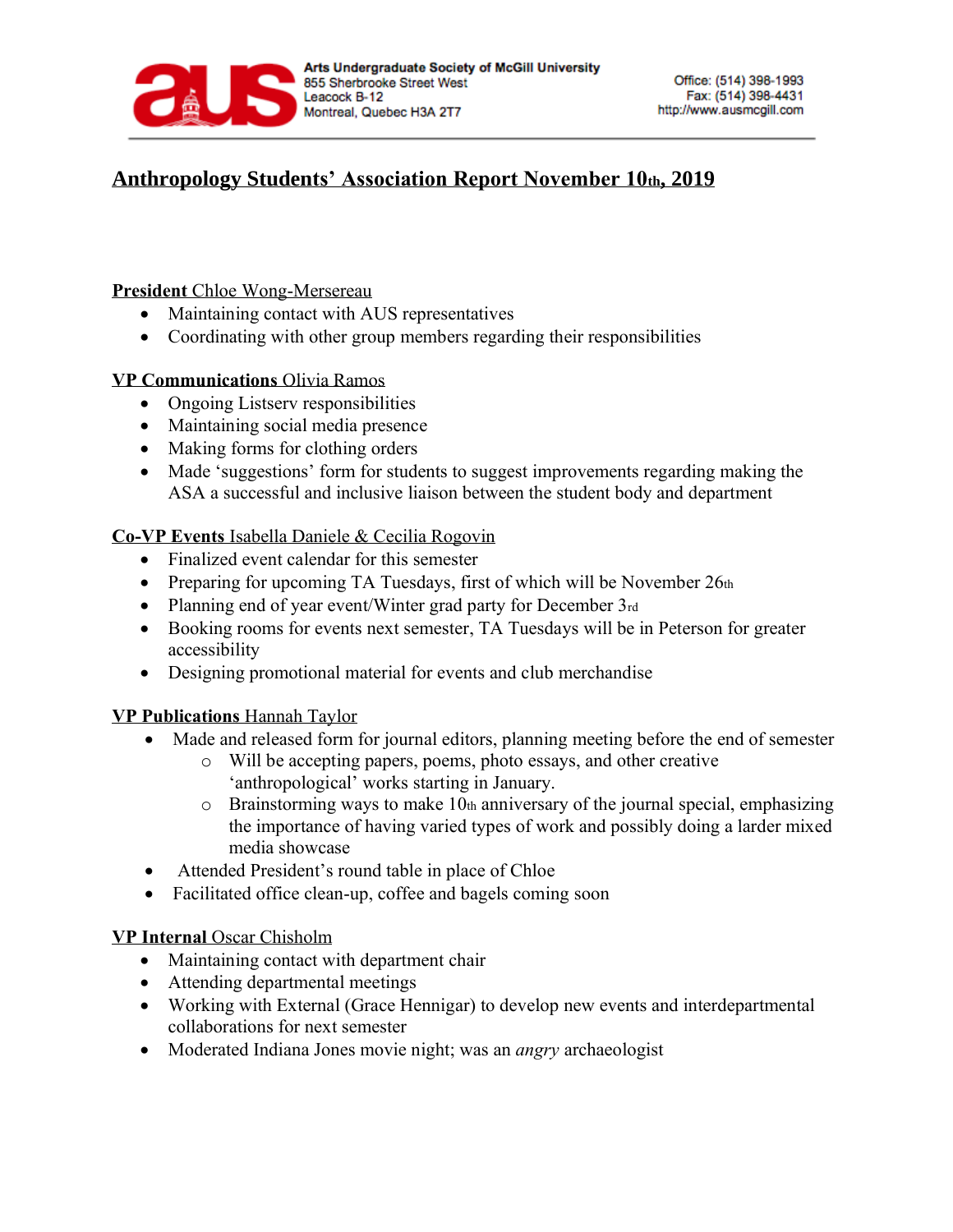**Arts Undergraduate Society of McGill University**
855 Sherbrooke Street West
Leacock B-12
Montreal, Quebec H3A 2T7

Office: (514) 398-1993
Fax: (514) 398-4431
http://www.ausmcgill.com

# Anthropology Students' Association Report November 10th, 2019

**President** Chloe Wong-Mersereau

- Maintaining contact with AUS representatives
- Coordinating with other group members regarding their responsibilities

**VP Communications** Olivia Ramos

- Ongoing Listserv responsibilities
- Maintaining social media presence
- Making forms for clothing orders
- Made 'suggestions' form for students to suggest improvements regarding making the ASA a successful and inclusive liaison between the student body and department

**Co-VP Events** Isabella Daniele & Cecilia Rogovin

- Finalized event calendar for this semester
- Preparing for upcoming TA Tuesdays, first of which will be November 26th
- Planning end of year event/Winter grad party for December 3rd
- Booking rooms for events next semester, TA Tuesdays will be in Peterson for greater accessibility
- Designing promotional material for events and club merchandise

**VP Publications** Hannah Taylor

- Made and released form for journal editors, planning meeting before the end of semester
  - Will be accepting papers, poems, photo essays, and other creative 'anthropological' works starting in January.
  - Brainstorming ways to make 10th anniversary of the journal special, emphasizing the importance of having varied types of work and possibly doing a larder mixed media showcase
- Attended President's round table in place of Chloe
- Facilitated office clean-up, coffee and bagels coming soon

**VP Internal** Oscar Chisholm

- Maintaining contact with department chair
- Attending departmental meetings
- Working with External (Grace Hennigar) to develop new events and interdepartmental collaborations for next semester
- Moderated Indiana Jones movie night; was an *angry* archaeologist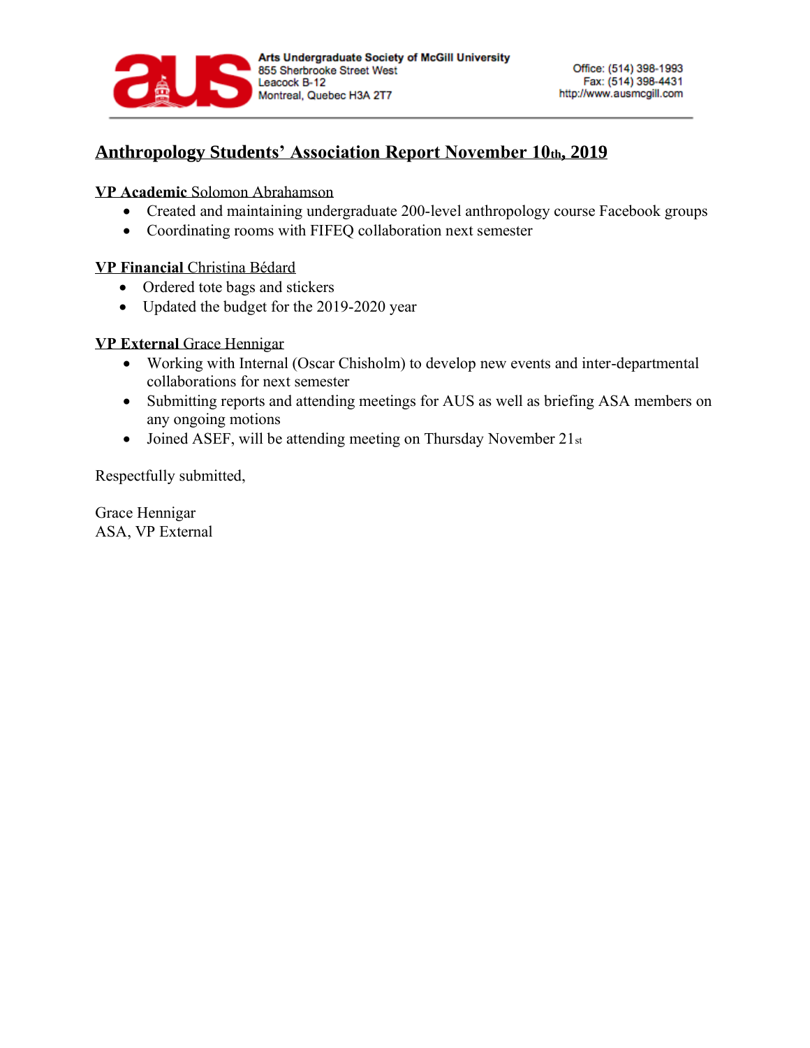## Anthropology Students' Association Report November 10th, 2019

**VP Academic** Solomon Abrahamson

- Created and maintaining undergraduate 200-level anthropology course Facebook groups
- Coordinating rooms with FIFEQ collaboration next semester

**VP Financial** Christina Bédard

- Ordered tote bags and stickers
- Updated the budget for the 2019-2020 year

**VP External** Grace Hennigar

- Working with Internal (Oscar Chisholm) to develop new events and inter-departmental collaborations for next semester
- Submitting reports and attending meetings for AUS as well as briefing ASA members on any ongoing motions
- Joined ASEF, will be attending meeting on Thursday November 21st

Respectfully submitted,

Grace Hennigar
ASA, VP External